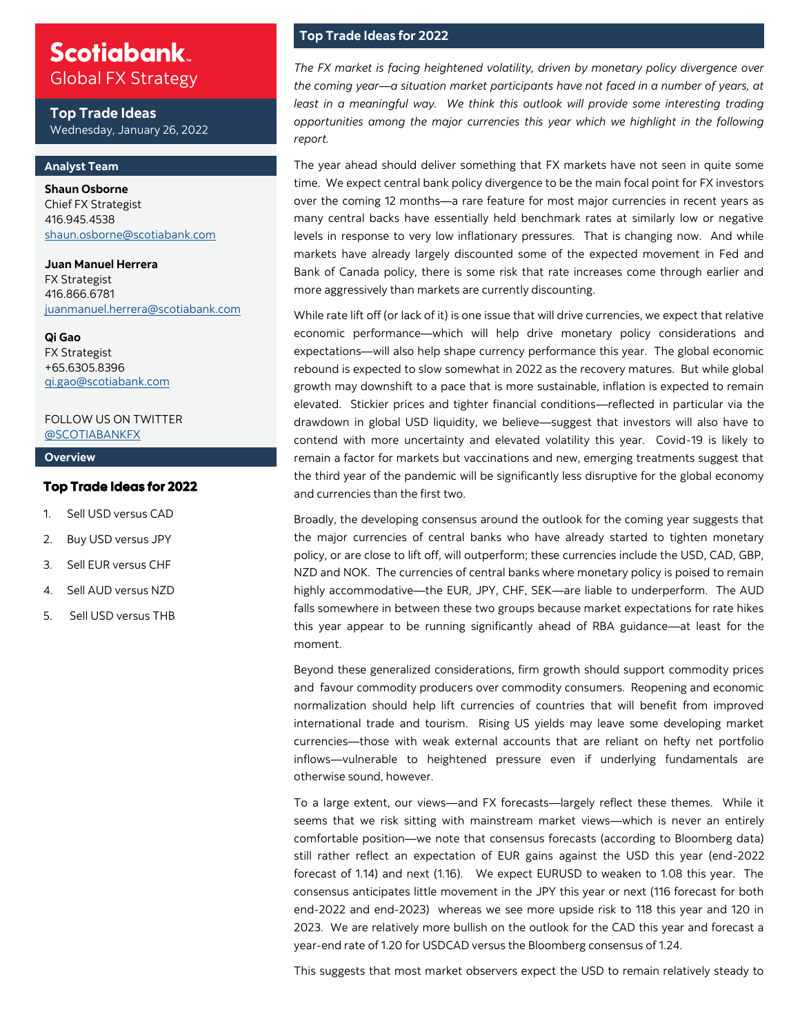# Scotiabank.
## Global FX Strategy

### Top Trade Ideas
Wednesday, January 26, 2022

### Analyst Team

**Shaun Osborne**
Chief FX Strategist
416.945.4538
shaun.osborne@scotiabank.com

**Juan Manuel Herrera**
FX Strategist
416.866.6781
juanmanuel.herrera@scotiabank.com

**Qi Gao**
FX Strategist
+65.6305.8396
qi.gao@scotiabank.com

FOLLOW US ON TWITTER
@SCOTIABANKFX

### Overview

**Top Trade Ideas for 2022**

1. Sell USD versus CAD
2. Buy USD versus JPY
3. Sell EUR versus CHF
4. Sell AUD versus NZD
5. Sell USD versus THB

## Top Trade Ideas for 2022

*The FX market is facing heightened volatility, driven by monetary policy divergence over the coming year—a situation market participants have not faced in a number of years, at least in a meaningful way. We think this outlook will provide some interesting trading opportunities among the major currencies this year which we highlight in the following report.*

The year ahead should deliver something that FX markets have not seen in quite some time. We expect central bank policy divergence to be the main focal point for FX investors over the coming 12 months—a rare feature for most major currencies in recent years as many central backs have essentially held benchmark rates at similarly low or negative levels in response to very low inflationary pressures. That is changing now. And while markets have already largely discounted some of the expected movement in Fed and Bank of Canada policy, there is some risk that rate increases come through earlier and more aggressively than markets are currently discounting.

While rate lift off (or lack of it) is one issue that will drive currencies, we expect that relative economic performance—which will help drive monetary policy considerations and expectations—will also help shape currency performance this year. The global economic rebound is expected to slow somewhat in 2022 as the recovery matures. But while global growth may downshift to a pace that is more sustainable, inflation is expected to remain elevated. Stickier prices and tighter financial conditions—reflected in particular via the drawdown in global USD liquidity, we believe—suggest that investors will also have to contend with more uncertainty and elevated volatility this year. Covid-19 is likely to remain a factor for markets but vaccinations and new, emerging treatments suggest that the third year of the pandemic will be significantly less disruptive for the global economy and currencies than the first two.

Broadly, the developing consensus around the outlook for the coming year suggests that the major currencies of central banks who have already started to tighten monetary policy, or are close to lift off, will outperform; these currencies include the USD, CAD, GBP, NZD and NOK. The currencies of central banks where monetary policy is poised to remain highly accommodative—the EUR, JPY, CHF, SEK—are liable to underperform. The AUD falls somewhere in between these two groups because market expectations for rate hikes this year appear to be running significantly ahead of RBA guidance—at least for the moment.

Beyond these generalized considerations, firm growth should support commodity prices and favour commodity producers over commodity consumers. Reopening and economic normalization should help lift currencies of countries that will benefit from improved international trade and tourism. Rising US yields may leave some developing market currencies—those with weak external accounts that are reliant on hefty net portfolio inflows—vulnerable to heightened pressure even if underlying fundamentals are otherwise sound, however.

To a large extent, our views—and FX forecasts—largely reflect these themes. While it seems that we risk sitting with mainstream market views—which is never an entirely comfortable position—we note that consensus forecasts (according to Bloomberg data) still rather reflect an expectation of EUR gains against the USD this year (end-2022 forecast of 1.14) and next (1.16). We expect EURUSD to weaken to 1.08 this year. The consensus anticipates little movement in the JPY this year or next (116 forecast for both end-2022 and end-2023) whereas we see more upside risk to 118 this year and 120 in 2023. We are relatively more bullish on the outlook for the CAD this year and forecast a year-end rate of 1.20 for USDCAD versus the Bloomberg consensus of 1.24.

This suggests that most market observers expect the USD to remain relatively steady to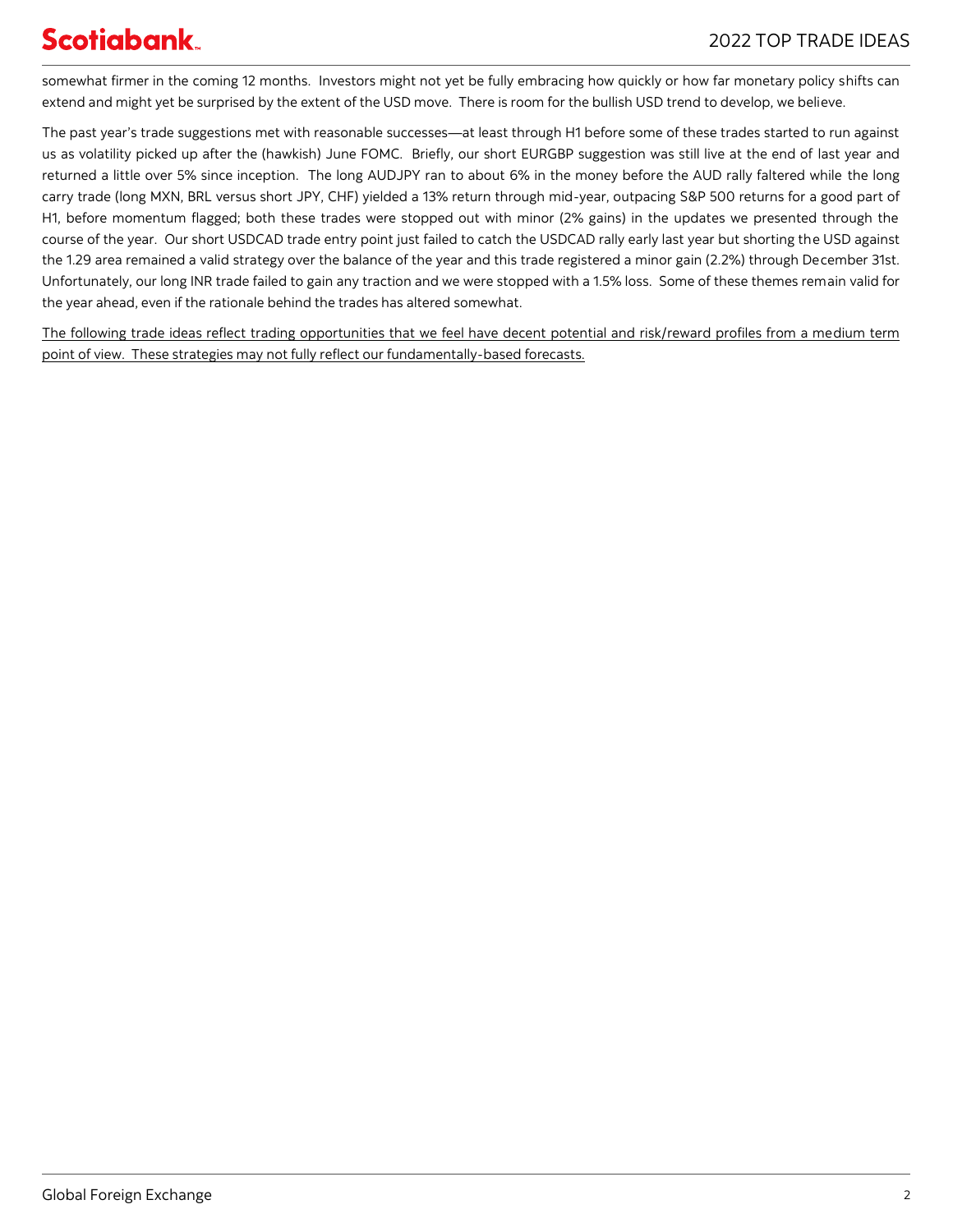somewhat firmer in the coming 12 months. Investors might not yet be fully embracing how quickly or how far monetary policy shifts can extend and might yet be surprised by the extent of the USD move. There is room for the bullish USD trend to develop, we believe.

The past year's trade suggestions met with reasonable successes—at least through H1 before some of these trades started to run against us as volatility picked up after the (hawkish) June FOMC. Briefly, our short EURGBP suggestion was still live at the end of last year and returned a little over 5% since inception. The long AUDJPY ran to about 6% in the money before the AUD rally faltered while the long carry trade (long MXN, BRL versus short JPY, CHF) yielded a 13% return through mid-year, outpacing S&P 500 returns for a good part of H1, before momentum flagged; both these trades were stopped out with minor (2% gains) in the updates we presented through the course of the year. Our short USDCAD trade entry point just failed to catch the USDCAD rally early last year but shorting the USD against the 1.29 area remained a valid strategy over the balance of the year and this trade registered a minor gain (2.2%) through December 31st. Unfortunately, our long INR trade failed to gain any traction and we were stopped with a 1.5% loss. Some of these themes remain valid for the year ahead, even if the rationale behind the trades has altered somewhat.

<u>The following trade ideas reflect trading opportunities that we feel have decent potential and risk/reward profiles from a medium term point of view. These strategies may not fully reflect our fundamentally-based forecasts.</u>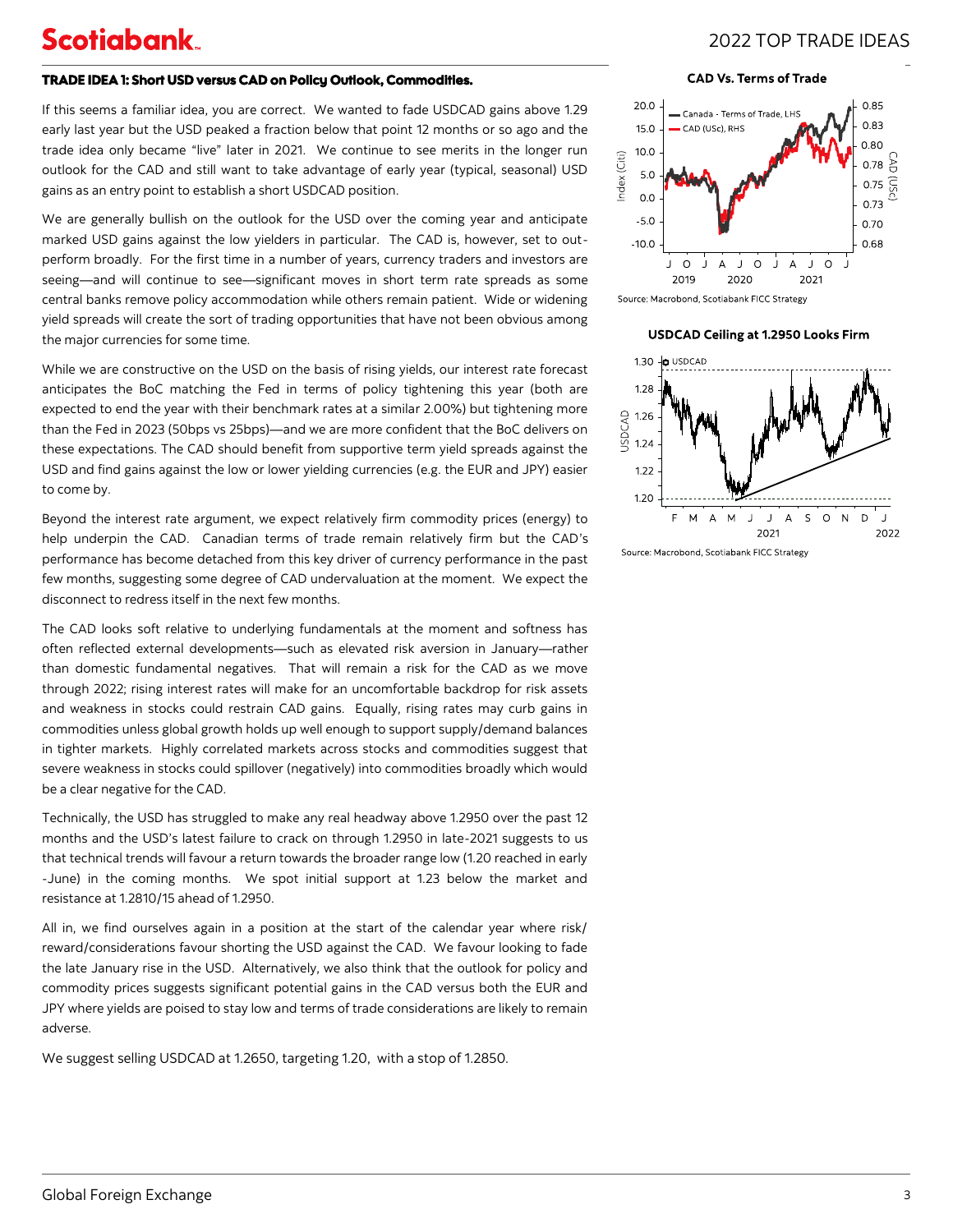**TRADE IDEA 1: Short USD versus CAD on Policy Outlook, Commodities.**

If this seems a familiar idea, you are correct. We wanted to fade USDCAD gains above 1.29 early last year but the USD peaked a fraction below that point 12 months or so ago and the trade idea only became "live" later in 2021. We continue to see merits in the longer run outlook for the CAD and still want to take advantage of early year (typical, seasonal) USD gains as an entry point to establish a short USDCAD position.

We are generally bullish on the outlook for the USD over the coming year and anticipate marked USD gains against the low yielders in particular. The CAD is, however, set to outperform broadly. For the first time in a number of years, currency traders and investors are seeing—and will continue to see—significant moves in short term rate spreads as some central banks remove policy accommodation while others remain patient. Wide or widening yield spreads will create the sort of trading opportunities that have not been obvious among the major currencies for some time.

While we are constructive on the USD on the basis of rising yields, our interest rate forecast anticipates the BoC matching the Fed in terms of policy tightening this year (both are expected to end the year with their benchmark rates at a similar 2.00%) but tightening more than the Fed in 2023 (50bps vs 25bps)—and we are more confident that the BoC delivers on these expectations. The CAD should benefit from supportive term yield spreads against the USD and find gains against the low or lower yielding currencies (e.g. the EUR and JPY) easier to come by.

Beyond the interest rate argument, we expect relatively firm commodity prices (energy) to help underpin the CAD. Canadian terms of trade remain relatively firm but the CAD's performance has become detached from this key driver of currency performance in the past few months, suggesting some degree of CAD undervaluation at the moment. We expect the disconnect to redress itself in the next few months.

The CAD looks soft relative to underlying fundamentals at the moment and softness has often reflected external developments—such as elevated risk aversion in January—rather than domestic fundamental negatives. That will remain a risk for the CAD as we move through 2022; rising interest rates will make for an uncomfortable backdrop for risk assets and weakness in stocks could restrain CAD gains. Equally, rising rates may curb gains in commodities unless global growth holds up well enough to support supply/demand balances in tighter markets. Highly correlated markets across stocks and commodities suggest that severe weakness in stocks could spillover (negatively) into commodities broadly which would be a clear negative for the CAD.

Technically, the USD has struggled to make any real headway above 1.2950 over the past 12 months and the USD's latest failure to crack on through 1.2950 in late-2021 suggests to us that technical trends will favour a return towards the broader range low (1.20 reached in early -June) in the coming months. We spot initial support at 1.23 below the market and resistance at 1.2810/15 ahead of 1.2950.

All in, we find ourselves again in a position at the start of the calendar year where risk/reward/considerations favour shorting the USD against the CAD. We favour looking to fade the late January rise in the USD. Alternatively, we also think that the outlook for policy and commodity prices suggests significant potential gains in the CAD versus both the EUR and JPY where yields are poised to stay low and terms of trade considerations are likely to remain adverse.

We suggest selling USDCAD at 1.2650, targeting 1.20, with a stop of 1.2850.

**CAD Vs. Terms of Trade**

Source: Macrobond, Scotiabank FICC Strategy

**USDCAD Ceiling at 1.2950 Looks Firm**

Source: Macrobond, Scotiabank FICC Strategy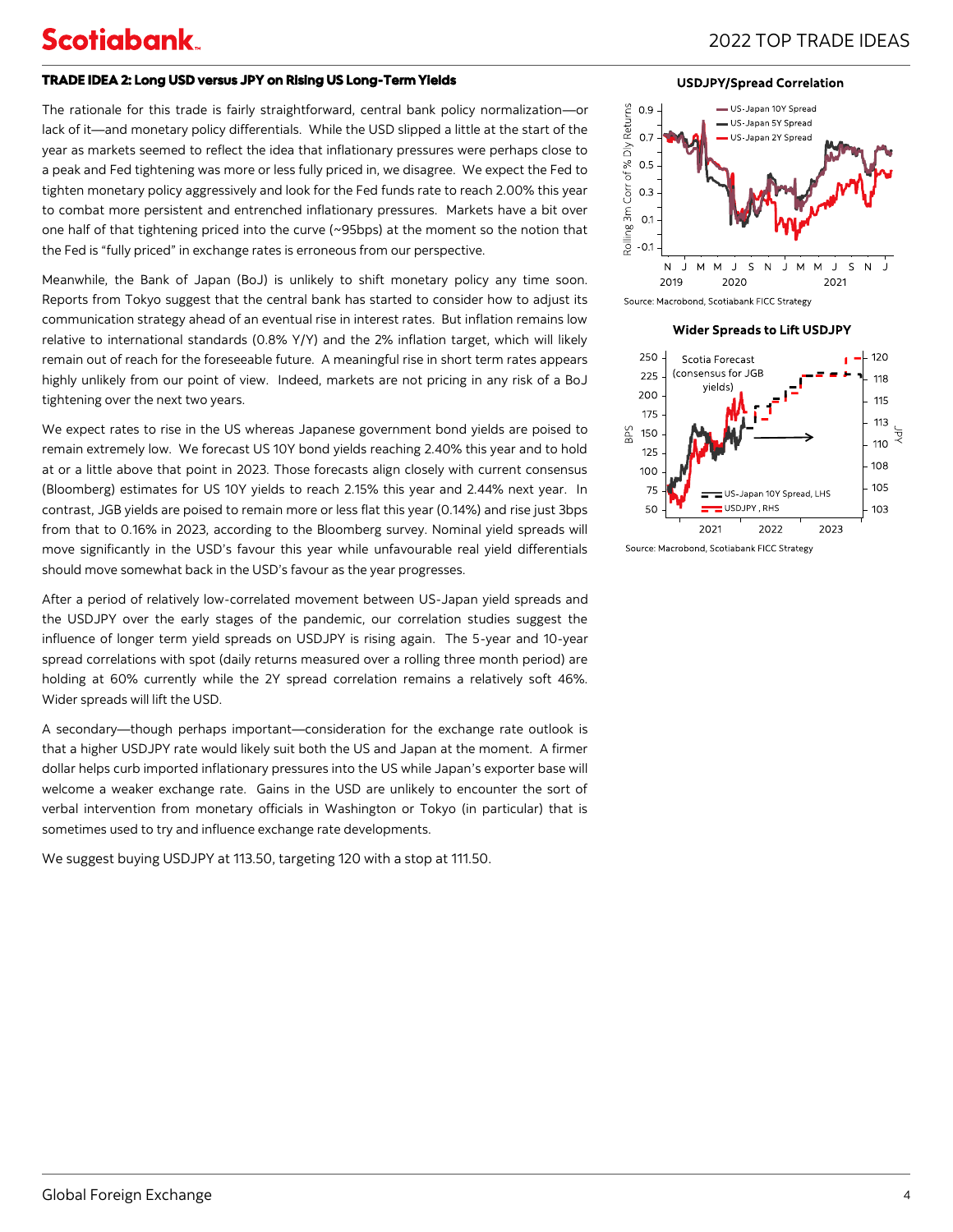### TRADE IDEA 2: Long USD versus JPY on Rising US Long-Term Yields

The rationale for this trade is fairly straightforward, central bank policy normalization—or lack of it—and monetary policy differentials. While the USD slipped a little at the start of the year as markets seemed to reflect the idea that inflationary pressures were perhaps close to a peak and Fed tightening was more or less fully priced in, we disagree. We expect the Fed to tighten monetary policy aggressively and look for the Fed funds rate to reach 2.00% this year to combat more persistent and entrenched inflationary pressures. Markets have a bit over one half of that tightening priced into the curve (~95bps) at the moment so the notion that the Fed is "fully priced" in exchange rates is erroneous from our perspective.

Meanwhile, the Bank of Japan (BoJ) is unlikely to shift monetary policy any time soon. Reports from Tokyo suggest that the central bank has started to consider how to adjust its communication strategy ahead of an eventual rise in interest rates. But inflation remains low relative to international standards (0.8% Y/Y) and the 2% inflation target, which will likely remain out of reach for the foreseeable future. A meaningful rise in short term rates appears highly unlikely from our point of view. Indeed, markets are not pricing in any risk of a BoJ tightening over the next two years.

We expect rates to rise in the US whereas Japanese government bond yields are poised to remain extremely low. We forecast US 10Y bond yields reaching 2.40% this year and to hold at or a little above that point in 2023. Those forecasts align closely with current consensus (Bloomberg) estimates for US 10Y yields to reach 2.15% this year and 2.44% next year. In contrast, JGB yields are poised to remain more or less flat this year (0.14%) and rise just 3bps from that to 0.16% in 2023, according to the Bloomberg survey. Nominal yield spreads will move significantly in the USD's favour this year while unfavourable real yield differentials should move somewhat back in the USD's favour as the year progresses.

After a period of relatively low-correlated movement between US-Japan yield spreads and the USDJPY over the early stages of the pandemic, our correlation studies suggest the influence of longer term yield spreads on USDJPY is rising again. The 5-year and 10-year spread correlations with spot (daily returns measured over a rolling three month period) are holding at 60% currently while the 2Y spread correlation remains a relatively soft 46%. Wider spreads will lift the USD.

A secondary—though perhaps important—consideration for the exchange rate outlook is that a higher USDJPY rate would likely suit both the US and Japan at the moment. A firmer dollar helps curb imported inflationary pressures into the US while Japan's exporter base will welcome a weaker exchange rate. Gains in the USD are unlikely to encounter the sort of verbal intervention from monetary officials in Washington or Tokyo (in particular) that is sometimes used to try and influence exchange rate developments.

We suggest buying USDJPY at 113.50, targeting 120 with a stop at 111.50.

**USDJPY/Spread Correlation**

Source: Macrobond, Scotiabank FICC Strategy

**Wider Spreads to Lift USDJPY**

Source: Macrobond, Scotiabank FICC Strategy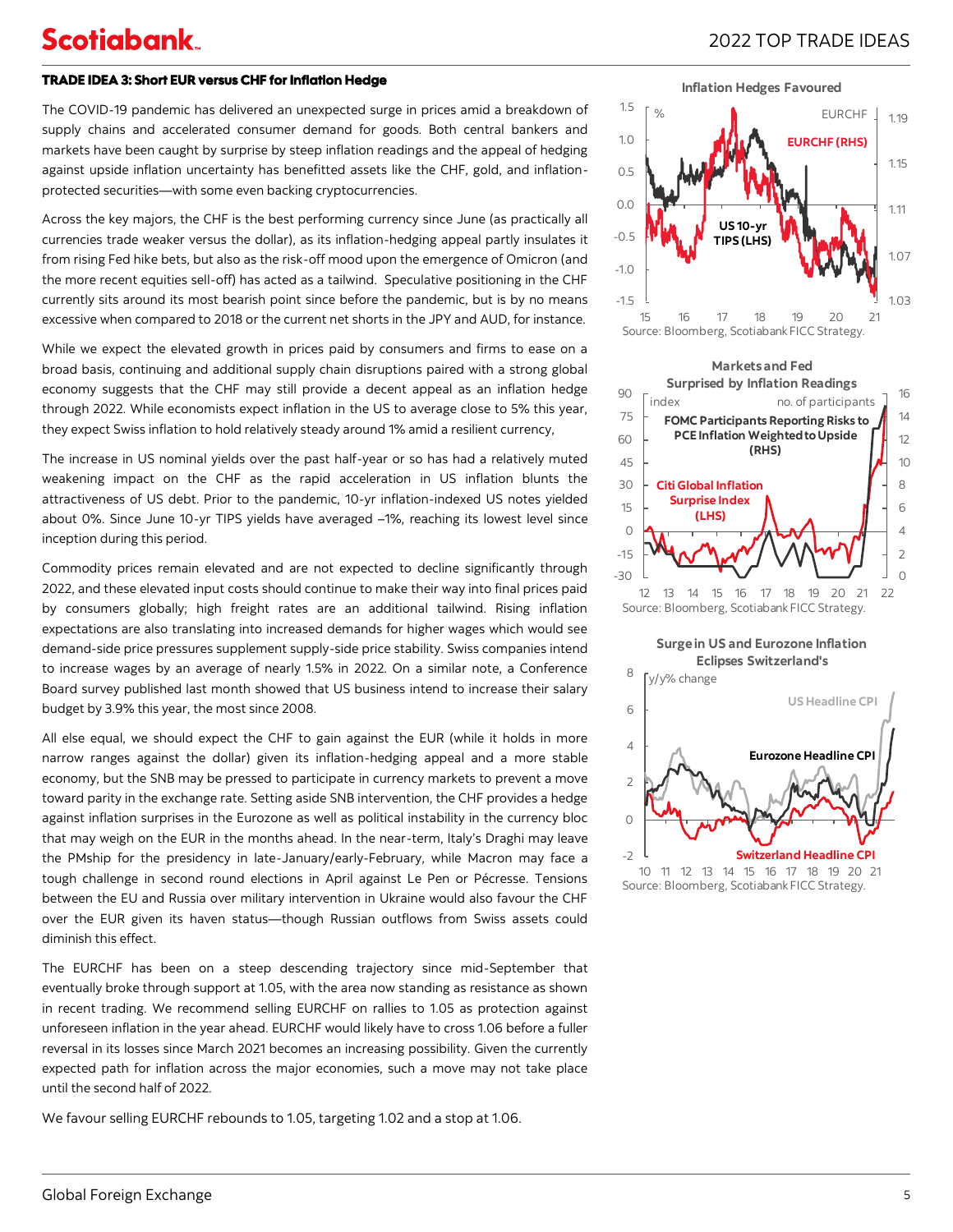### TRADE IDEA 3: Short EUR versus CHF for Inflation Hedge

The COVID-19 pandemic has delivered an unexpected surge in prices amid a breakdown of supply chains and accelerated consumer demand for goods. Both central bankers and markets have been caught by surprise by steep inflation readings and the appeal of hedging against upside inflation uncertainty has benefitted assets like the CHF, gold, and inflation-protected securities—with some even backing cryptocurrencies.

Across the key majors, the CHF is the best performing currency since June (as practically all currencies trade weaker versus the dollar), as its inflation-hedging appeal partly insulates it from rising Fed hike bets, but also as the risk-off mood upon the emergence of Omicron (and the more recent equities sell-off) has acted as a tailwind. Speculative positioning in the CHF currently sits around its most bearish point since before the pandemic, but is by no means excessive when compared to 2018 or the current net shorts in the JPY and AUD, for instance.

While we expect the elevated growth in prices paid by consumers and firms to ease on a broad basis, continuing and additional supply chain disruptions paired with a strong global economy suggests that the CHF may still provide a decent appeal as an inflation hedge through 2022. While economists expect inflation in the US to average close to 5% this year, they expect Swiss inflation to hold relatively steady around 1% amid a resilient currency,

The increase in US nominal yields over the past half-year or so has had a relatively muted weakening impact on the CHF as the rapid acceleration in US inflation blunts the attractiveness of US debt. Prior to the pandemic, 10-yr inflation-indexed US notes yielded about 0%. Since June 10-yr TIPS yields have averaged –1%, reaching its lowest level since inception during this period.

Commodity prices remain elevated and are not expected to decline significantly through 2022, and these elevated input costs should continue to make their way into final prices paid by consumers globally; high freight rates are an additional tailwind. Rising inflation expectations are also translating into increased demands for higher wages which would see demand-side price pressures supplement supply-side price stability. Swiss companies intend to increase wages by an average of nearly 1.5% in 2022. On a similar note, a Conference Board survey published last month showed that US business intend to increase their salary budget by 3.9% this year, the most since 2008.

All else equal, we should expect the CHF to gain against the EUR (while it holds in more narrow ranges against the dollar) given its inflation-hedging appeal and a more stable economy, but the SNB may be pressed to participate in currency markets to prevent a move toward parity in the exchange rate. Setting aside SNB intervention, the CHF provides a hedge against inflation surprises in the Eurozone as well as political instability in the currency bloc that may weigh on the EUR in the months ahead. In the near-term, Italy's Draghi may leave the PMship for the presidency in late-January/early-February, while Macron may face a tough challenge in second round elections in April against Le Pen or Pécresse. Tensions between the EU and Russia over military intervention in Ukraine would also favour the CHF over the EUR given its haven status—though Russian outflows from Swiss assets could diminish this effect.

The EURCHF has been on a steep descending trajectory since mid-September that eventually broke through support at 1.05, with the area now standing as resistance as shown in recent trading. We recommend selling EURCHF on rallies to 1.05 as protection against unforeseen inflation in the year ahead. EURCHF would likely have to cross 1.06 before a fuller reversal in its losses since March 2021 becomes an increasing possibility. Given the currently expected path for inflation across the major economies, such a move may not take place until the second half of 2022.

We favour selling EURCHF rebounds to 1.05, targeting 1.02 and a stop at 1.06.

**Inflation Hedges Favoured**

Source: Bloomberg, Scotiabank FICC Strategy.

**Markets and Fed Surprised by Inflation Readings**

Source: Bloomberg, Scotiabank FICC Strategy.

**Surge in US and Eurozone Inflation Eclipses Switzerland's**

Source: Bloomberg, Scotiabank FICC Strategy.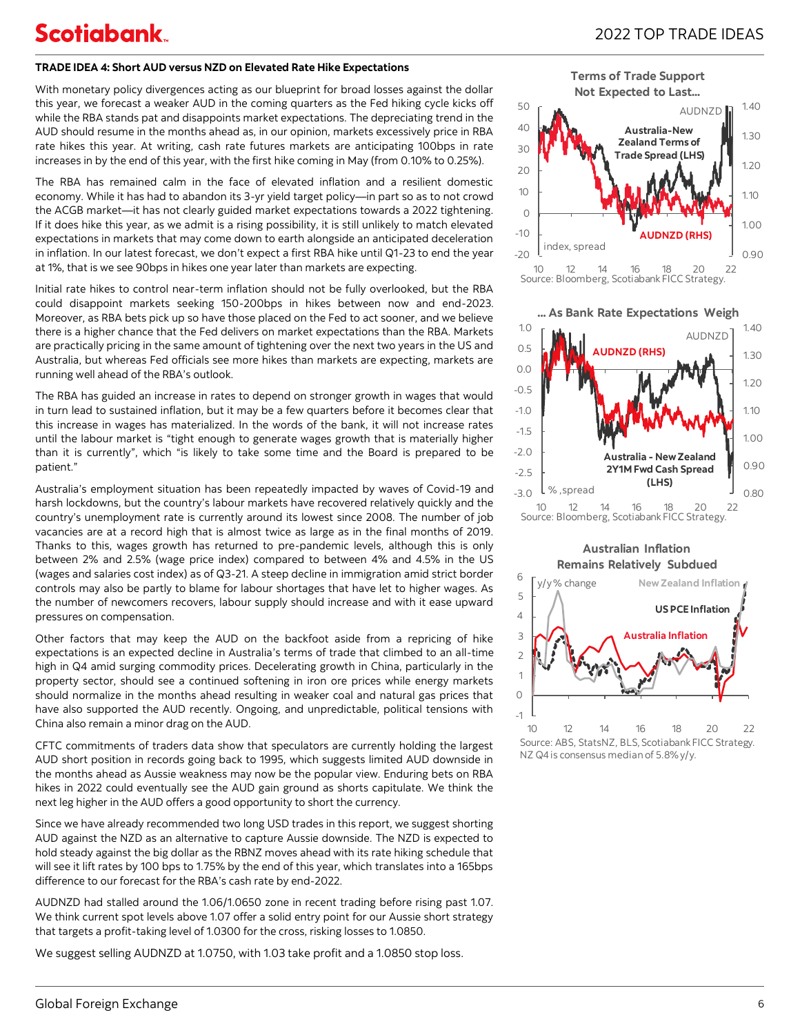**TRADE IDEA 4: Short AUD versus NZD on Elevated Rate Hike Expectations**

With monetary policy divergences acting as our blueprint for broad losses against the dollar this year, we forecast a weaker AUD in the coming quarters as the Fed hiking cycle kicks off while the RBA stands pat and disappoints market expectations. The depreciating trend in the AUD should resume in the months ahead as, in our opinion, markets excessively price in RBA rate hikes this year. At writing, cash rate futures markets are anticipating 100bps in rate increases in by the end of this year, with the first hike coming in May (from 0.10% to 0.25%).

The RBA has remained calm in the face of elevated inflation and a resilient domestic economy. While it has had to abandon its 3-yr yield target policy—in part so as to not crowd the ACGB market—it has not clearly guided market expectations towards a 2022 tightening. If it does hike this year, as we admit is a rising possibility, it is still unlikely to match elevated expectations in markets that may come down to earth alongside an anticipated deceleration in inflation. In our latest forecast, we don't expect a first RBA hike until Q1-23 to end the year at 1%, that is we see 90bps in hikes one year later than markets are expecting.

Initial rate hikes to control near-term inflation should not be fully overlooked, but the RBA could disappoint markets seeking 150-200bps in hikes between now and end-2023. Moreover, as RBA bets pick up so have those placed on the Fed to act sooner, and we believe there is a higher chance that the Fed delivers on market expectations than the RBA. Markets are practically pricing in the same amount of tightening over the next two years in the US and Australia, but whereas Fed officials see more hikes than markets are expecting, markets are running well ahead of the RBA's outlook.

The RBA has guided an increase in rates to depend on stronger growth in wages that would in turn lead to sustained inflation, but it may be a few quarters before it becomes clear that this increase in wages has materialized. In the words of the bank, it will not increase rates until the labour market is "tight enough to generate wages growth that is materially higher than it is currently", which "is likely to take some time and the Board is prepared to be patient."

Australia's employment situation has been repeatedly impacted by waves of Covid-19 and harsh lockdowns, but the country's labour markets have recovered relatively quickly and the country's unemployment rate is currently around its lowest since 2008. The number of job vacancies are at a record high that is almost twice as large as in the final months of 2019. Thanks to this, wages growth has returned to pre-pandemic levels, although this is only between 2% and 2.5% (wage price index) compared to between 4% and 4.5% in the US (wages and salaries cost index) as of Q3-21. A steep decline in immigration amid strict border controls may also be partly to blame for labour shortages that have let to higher wages. As the number of newcomers recovers, labour supply should increase and with it ease upward pressures on compensation.

Other factors that may keep the AUD on the backfoot aside from a repricing of hike expectations is an expected decline in Australia's terms of trade that climbed to an all-time high in Q4 amid surging commodity prices. Decelerating growth in China, particularly in the property sector, should see a continued softening in iron ore prices while energy markets should normalize in the months ahead resulting in weaker coal and natural gas prices that have also supported the AUD recently. Ongoing, and unpredictable, political tensions with China also remain a minor drag on the AUD.

CFTC commitments of traders data show that speculators are currently holding the largest AUD short position in records going back to 1995, which suggests limited AUD downside in the months ahead as Aussie weakness may now be the popular view. Enduring bets on RBA hikes in 2022 could eventually see the AUD gain ground as shorts capitulate. We think the next leg higher in the AUD offers a good opportunity to short the currency.

Since we have already recommended two long USD trades in this report, we suggest shorting AUD against the NZD as an alternative to capture Aussie downside. The NZD is expected to hold steady against the big dollar as the RBNZ moves ahead with its rate hiking schedule that will see it lift rates by 100 bps to 1.75% by the end of this year, which translates into a 165bps difference to our forecast for the RBA's cash rate by end-2022.

AUDNZD had stalled around the 1.06/1.0650 zone in recent trading before rising past 1.07. We think current spot levels above 1.07 offer a solid entry point for our Aussie short strategy that targets a profit-taking level of 1.0300 for the cross, risking losses to 1.0850.

We suggest selling AUDNZD at 1.0750, with 1.03 take profit and a 1.0850 stop loss.

**Terms of Trade Support Not Expected to Last...**

Source: Bloomberg, Scotiabank FICC Strategy.

**... As Bank Rate Expectations Weigh**

Source: Bloomberg, Scotiabank FICC Strategy.

**Australian Inflation Remains Relatively Subdued**

Source: ABS, StatsNZ, BLS, Scotiabank FICC Strategy. NZ Q4 is consensus median of 5.8% y/y.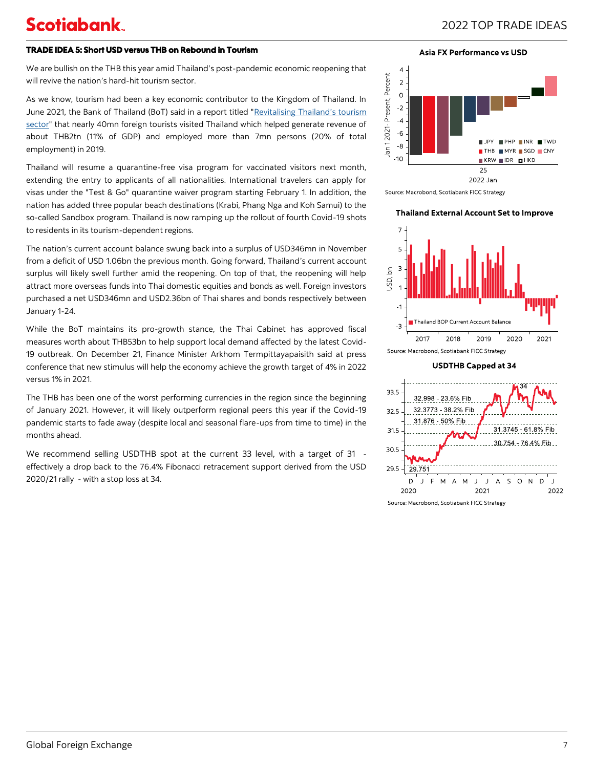### TRADE IDEA 5: Short USD versus THB on Rebound in Tourism

We are bullish on the THB this year amid Thailand's post-pandemic economic reopening that will revive the nation's hard-hit tourism sector.

As we know, tourism had been a key economic contributor to the Kingdom of Thailand. In June 2021, the Bank of Thailand (BoT) said in a report titled "Revitalising Thailand's tourism sector" that nearly 40mn foreign tourists visited Thailand which helped generate revenue of about THB2tn (11% of GDP) and employed more than 7mn persons (20% of total employment) in 2019.

Thailand will resume a quarantine-free visa program for vaccinated visitors next month, extending the entry to applicants of all nationalities. International travelers can apply for visas under the "Test & Go" quarantine waiver program starting February 1. In addition, the nation has added three popular beach destinations (Krabi, Phang Nga and Koh Samui) to the so-called Sandbox program. Thailand is now ramping up the rollout of fourth Covid-19 shots to residents in its tourism-dependent regions.

The nation's current account balance swung back into a surplus of USD346mn in November from a deficit of USD 1.06bn the previous month. Going forward, Thailand's current account surplus will likely swell further amid the reopening. On top of that, the reopening will help attract more overseas funds into Thai domestic equities and bonds as well. Foreign investors purchased a net USD346mn and USD2.36bn of Thai shares and bonds respectively between January 1-24.

While the BoT maintains its pro-growth stance, the Thai Cabinet has approved fiscal measures worth about THB53bn to help support local demand affected by the latest Covid-19 outbreak. On December 21, Finance Minister Arkhom Termpittayapaisith said at press conference that new stimulus will help the economy achieve the growth target of 4% in 2022 versus 1% in 2021.

The THB has been one of the worst performing currencies in the region since the beginning of January 2021. However, it will likely outperform regional peers this year if the Covid-19 pandemic starts to fade away (despite local and seasonal flare-ups from time to time) in the months ahead.

We recommend selling USDTHB spot at the current 33 level, with a target of 31 - effectively a drop back to the 76.4% Fibonacci retracement support derived from the USD 2020/21 rally - with a stop loss at 34.

**Asia FX Performance vs USD**

Source: Macrobond, Scotiabank FICC Strategy

**Thailand External Account Set to Improve**

Source: Macrobond, Scotiabank FICC Strategy

**USDTHB Capped at 34**

Source: Macrobond, Scotiabank FICC Strategy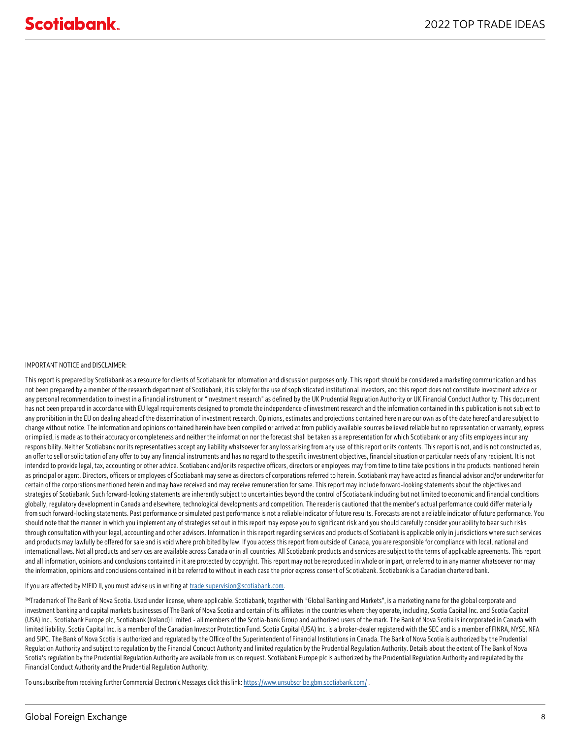IMPORTANT NOTICE and DISCLAIMER:

This report is prepared by Scotiabank as a resource for clients of Scotiabank for information and discussion purposes only. This report should be considered a marketing communication and has not been prepared by a member of the research department of Scotiabank, it is solely for the use of sophisticated institutional investors, and this report does not constitute investment advice or any personal recommendation to invest in a financial instrument or "investment research" as defined by the UK Prudential Regulation Authority or UK Financial Conduct Authority. This document has not been prepared in accordance with EU legal requirements designed to promote the independence of investment research and the information contained in this publication is not subject to any prohibition in the EU on dealing ahead of the dissemination of investment research. Opinions, estimates and projections contained herein are our own as of the date hereof and are subject to change without notice. The information and opinions contained herein have been compiled or arrived at from publicly available sources believed reliable but no representation or warranty, express or implied, is made as to their accuracy or completeness and neither the information nor the forecast shall be taken as a representation for which Scotiabank or any of its employees incur any responsibility. Neither Scotiabank nor its representatives accept any liability whatsoever for any loss arising from any use of this report or its contents. This report is not, and is not constructed as, an offer to sell or solicitation of any offer to buy any financial instruments and has no regard to the specific investment objectives, financial situation or particular needs of any recipient. It is not intended to provide legal, tax, accounting or other advice. Scotiabank and/or its respective officers, directors or employees may from time to time take positions in the products mentioned herein as principal or agent. Directors, officers or employees of Scotiabank may serve as directors of corporations referred to herein. Scotiabank may have acted as financial advisor and/or underwriter for certain of the corporations mentioned herein and may have received and may receive remuneration for same. This report may include forward-looking statements about the objectives and strategies of Scotiabank. Such forward-looking statements are inherently subject to uncertainties beyond the control of Scotiabank including but not limited to economic and financial conditions globally, regulatory development in Canada and elsewhere, technological developments and competition. The reader is cautioned that the member's actual performance could differ materially from such forward-looking statements. Past performance or simulated past performance is not a reliable indicator of future results. Forecasts are not a reliable indicator of future performance. You should note that the manner in which you implement any of strategies set out in this report may expose you to significant risk and you should carefully consider your ability to bear such risks through consultation with your legal, accounting and other advisors. Information in this report regarding services and products of Scotiabank is applicable only in jurisdictions where such services and products may lawfully be offered for sale and is void where prohibited by law. If you access this report from outside of Canada, you are responsible for compliance with local, national and international laws. Not all products and services are available across Canada or in all countries. All Scotiabank products and services are subject to the terms of applicable agreements. This report and all information, opinions and conclusions contained in it are protected by copyright. This report may not be reproduced in whole or in part, or referred to in any manner whatsoever nor may the information, opinions and conclusions contained in it be referred to without in each case the prior express consent of Scotiabank. Scotiabank is a Canadian chartered bank.

If you are affected by MIFID II, you must advise us in writing at trade.supervision@scotiabank.com.

™Trademark of The Bank of Nova Scotia. Used under license, where applicable. Scotiabank, together with "Global Banking and Markets", is a marketing name for the global corporate and investment banking and capital markets businesses of The Bank of Nova Scotia and certain of its affiliates in the countries where they operate, including, Scotia Capital Inc. and Scotia Capital (USA) Inc., Scotiabank Europe plc, Scotiabank (Ireland) Limited - all members of the Scotia-bank Group and authorized users of the mark. The Bank of Nova Scotia is incorporated in Canada with limited liability. Scotia Capital Inc. is a member of the Canadian Investor Protection Fund. Scotia Capital (USA) Inc. is a broker-dealer registered with the SEC and is a member of FINRA, NYSE, NFA and SIPC. The Bank of Nova Scotia is authorized and regulated by the Office of the Superintendent of Financial Institutions in Canada. The Bank of Nova Scotia is authorized by the Prudential Regulation Authority and subject to regulation by the Financial Conduct Authority and limited regulation by the Prudential Regulation Authority. Details about the extent of The Bank of Nova Scotia's regulation by the Prudential Regulation Authority are available from us on request. Scotiabank Europe plc is authorized by the Prudential Regulation Authority and regulated by the Financial Conduct Authority and the Prudential Regulation Authority.

To unsubscribe from receiving further Commercial Electronic Messages click this link: https://www.unsubscribe.gbm.scotiabank.com/ .